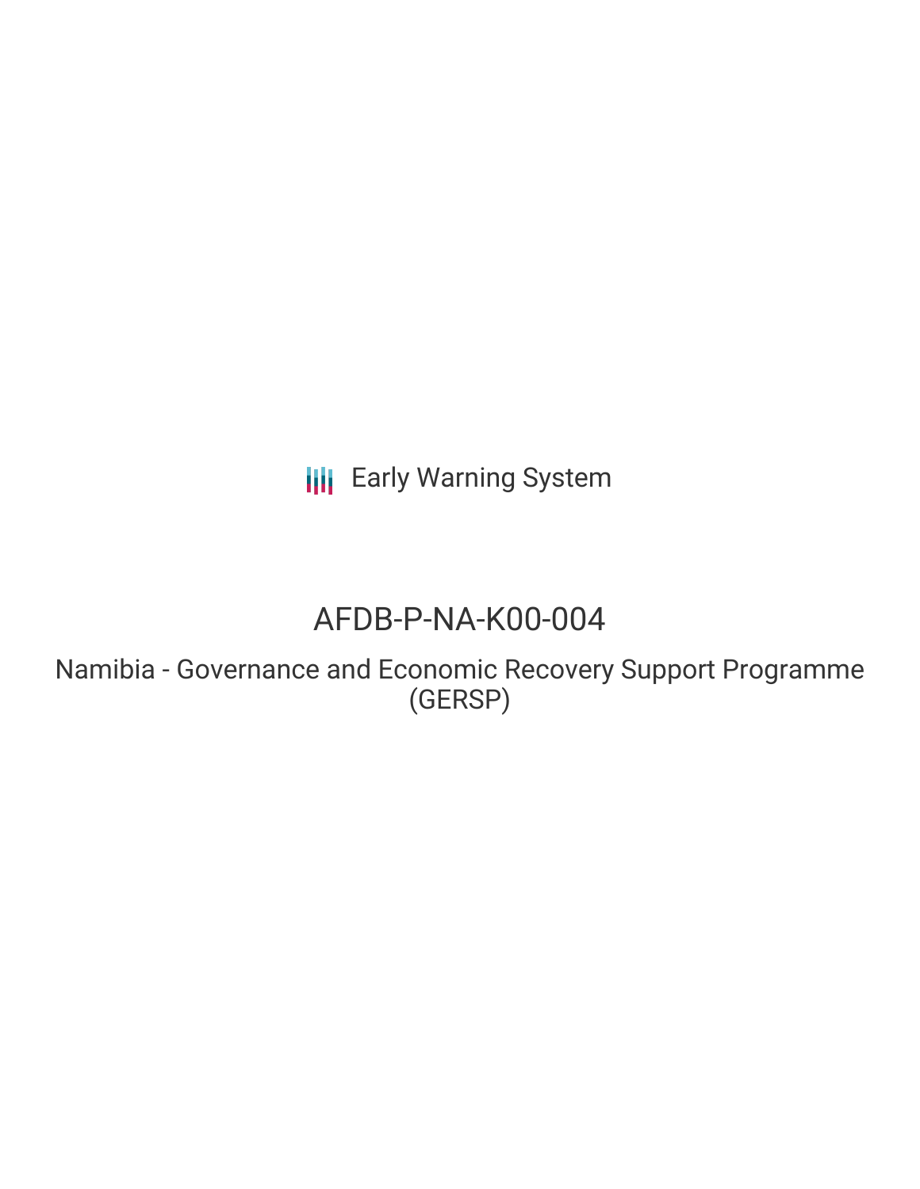Early Warning System

# AFDB-P-NA-K00-004

Namibia - Governance and Economic Recovery Support Programme (GERSP)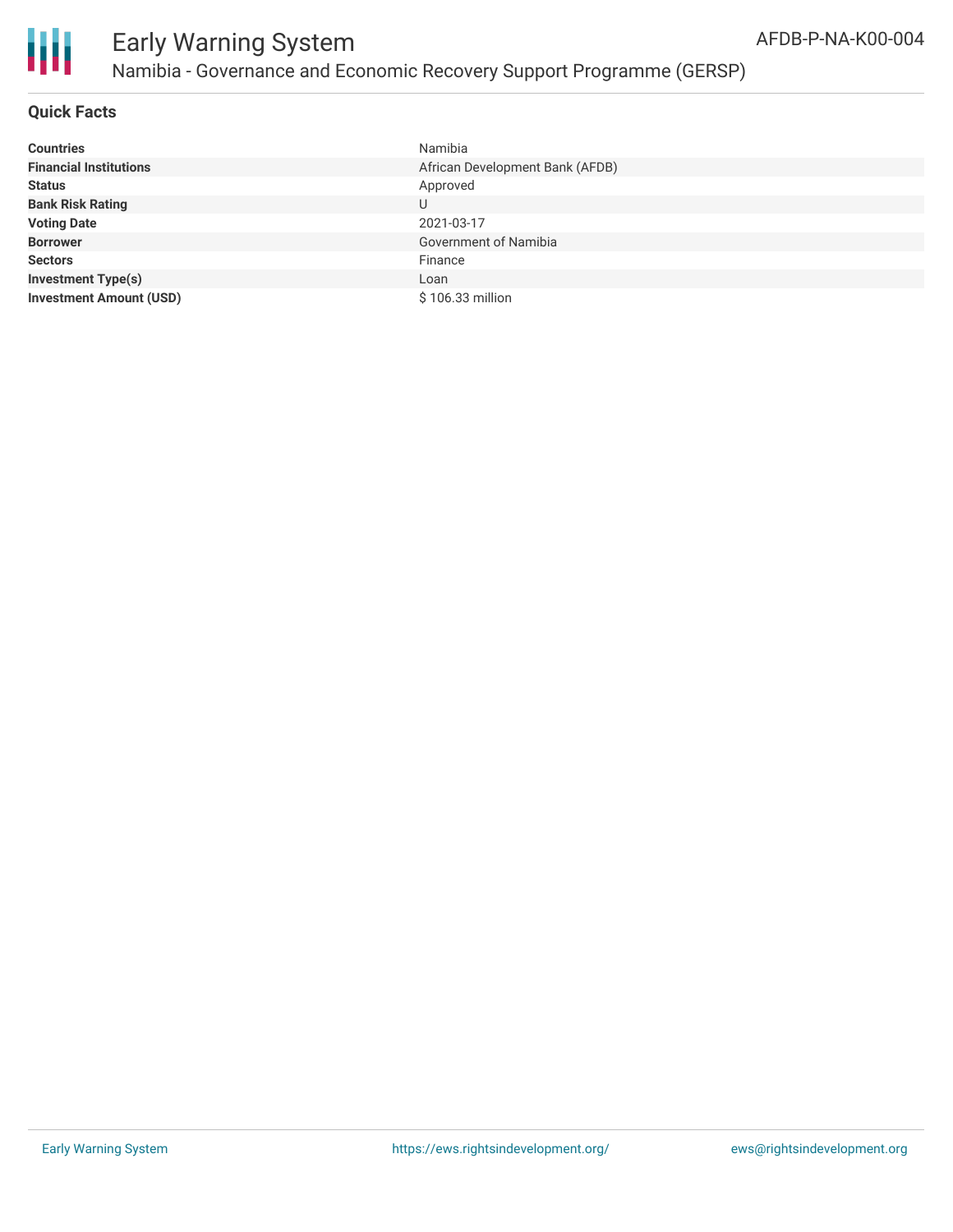# Early Warning System

## Namibia - Governance and Economic Recovery Support Programme (GERSP)

AFDB-P-NA-K00-004

### Quick Facts

| | |
|---|---|
| **Countries** | Namibia |
| **Financial Institutions** | African Development Bank (AFDB) |
| **Status** | Approved |
| **Bank Risk Rating** | U |
| **Voting Date** | 2021-03-17 |
| **Borrower** | Government of Namibia |
| **Sectors** | Finance |
| **Investment Type(s)** | Loan |
| **Investment Amount (USD)** | $ 106.33 million |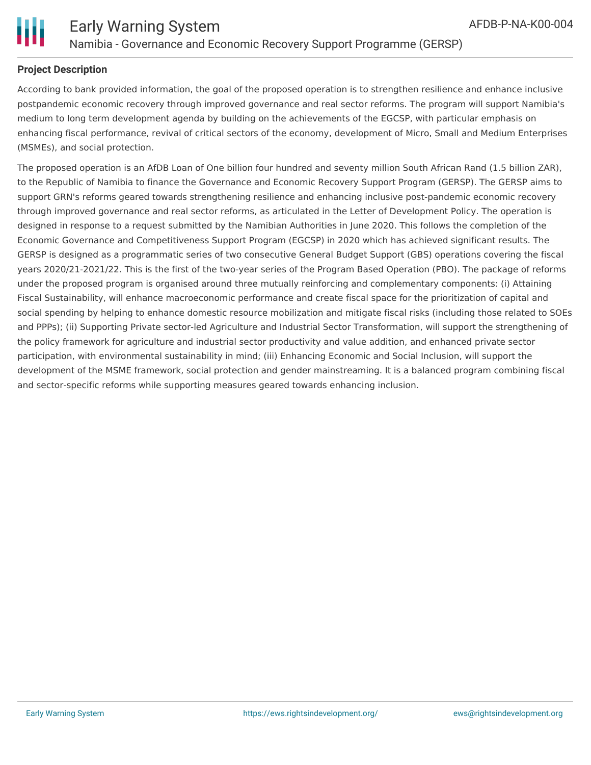## Project Description

According to bank provided information, the goal of the proposed operation is to strengthen resilience and enhance inclusive postpandemic economic recovery through improved governance and real sector reforms. The program will support Namibia's medium to long term development agenda by building on the achievements of the EGCSP, with particular emphasis on enhancing fiscal performance, revival of critical sectors of the economy, development of Micro, Small and Medium Enterprises (MSMEs), and social protection.

The proposed operation is an AfDB Loan of One billion four hundred and seventy million South African Rand (1.5 billion ZAR), to the Republic of Namibia to finance the Governance and Economic Recovery Support Program (GERSP). The GERSP aims to support GRN's reforms geared towards strengthening resilience and enhancing inclusive post-pandemic economic recovery through improved governance and real sector reforms, as articulated in the Letter of Development Policy. The operation is designed in response to a request submitted by the Namibian Authorities in June 2020. This follows the completion of the Economic Governance and Competitiveness Support Program (EGCSP) in 2020 which has achieved significant results. The GERSP is designed as a programmatic series of two consecutive General Budget Support (GBS) operations covering the fiscal years 2020/21-2021/22. This is the first of the two-year series of the Program Based Operation (PBO). The package of reforms under the proposed program is organised around three mutually reinforcing and complementary components: (i) Attaining Fiscal Sustainability, will enhance macroeconomic performance and create fiscal space for the prioritization of capital and social spending by helping to enhance domestic resource mobilization and mitigate fiscal risks (including those related to SOEs and PPPs); (ii) Supporting Private sector-led Agriculture and Industrial Sector Transformation, will support the strengthening of the policy framework for agriculture and industrial sector productivity and value addition, and enhanced private sector participation, with environmental sustainability in mind; (iii) Enhancing Economic and Social Inclusion, will support the development of the MSME framework, social protection and gender mainstreaming. It is a balanced program combining fiscal and sector-specific reforms while supporting measures geared towards enhancing inclusion.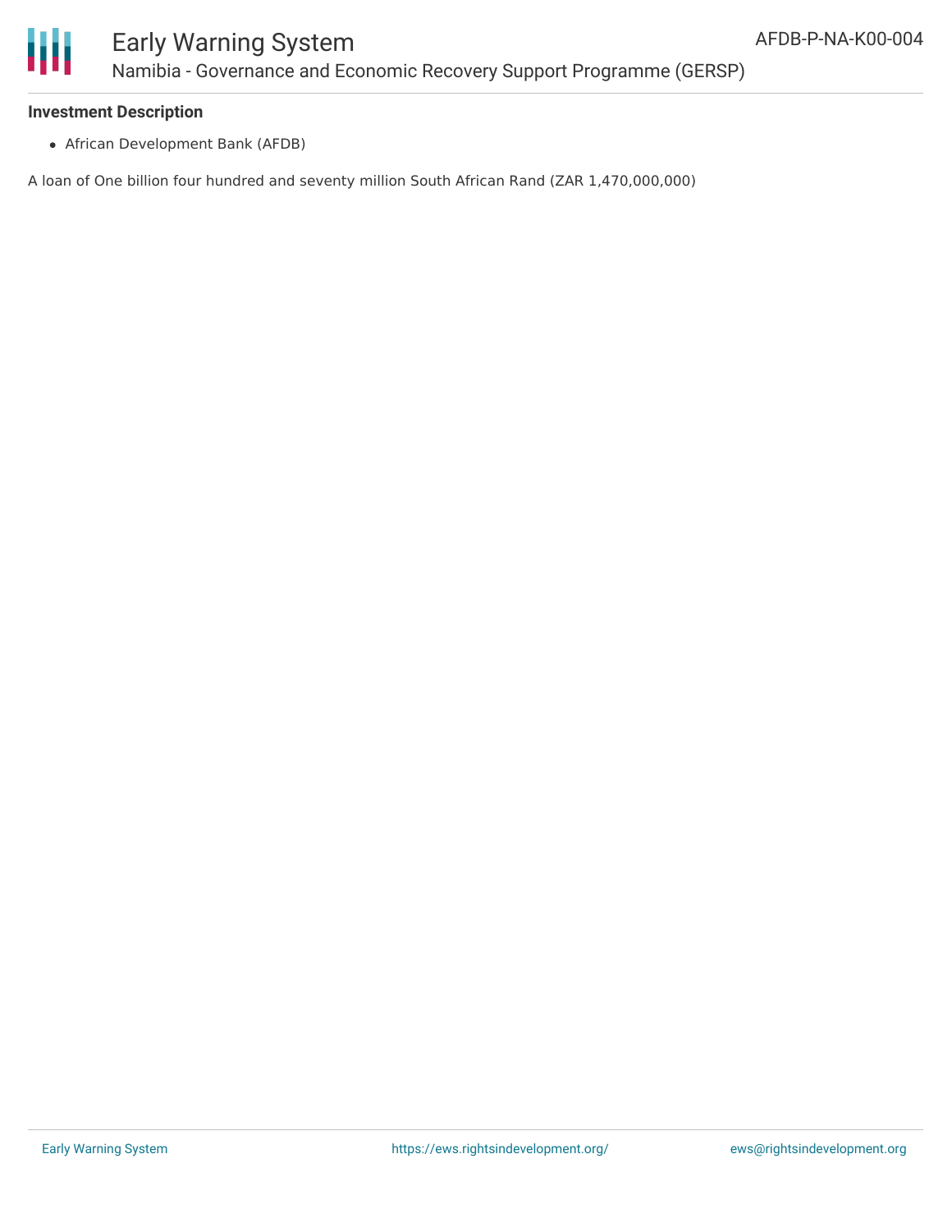**Investment Description**

- African Development Bank (AFDB)

A loan of One billion four hundred and seventy million South African Rand (ZAR 1,470,000,000)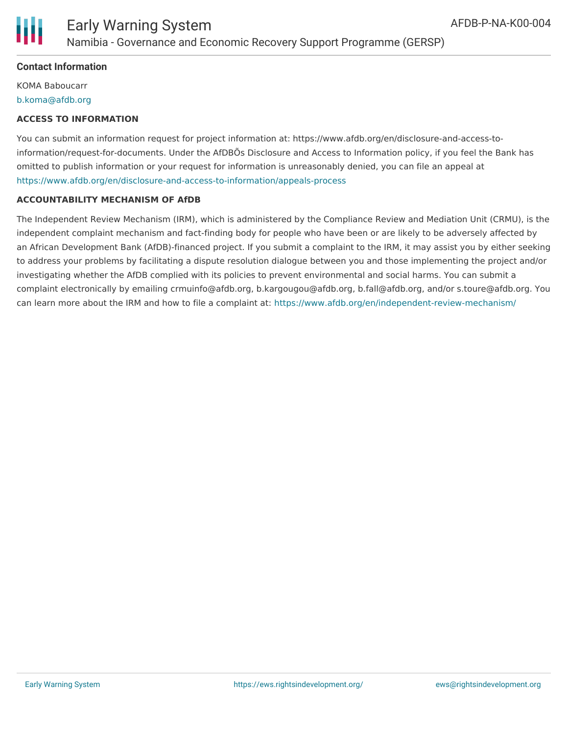**Contact Information**

KOMA Baboucarr

b.koma@afdb.org

**ACCESS TO INFORMATION**

You can submit an information request for project information at: https://www.afdb.org/en/disclosure-and-access-to-information/request-for-documents. Under the AfDBÕs Disclosure and Access to Information policy, if you feel the Bank has omitted to publish information or your request for information is unreasonably denied, you can file an appeal at https://www.afdb.org/en/disclosure-and-access-to-information/appeals-process

**ACCOUNTABILITY MECHANISM OF AfDB**

The Independent Review Mechanism (IRM), which is administered by the Compliance Review and Mediation Unit (CRMU), is the independent complaint mechanism and fact-finding body for people who have been or are likely to be adversely affected by an African Development Bank (AfDB)-financed project. If you submit a complaint to the IRM, it may assist you by either seeking to address your problems by facilitating a dispute resolution dialogue between you and those implementing the project and/or investigating whether the AfDB complied with its policies to prevent environmental and social harms. You can submit a complaint electronically by emailing crmuinfo@afdb.org, b.kargougou@afdb.org, b.fall@afdb.org, and/or s.toure@afdb.org. You can learn more about the IRM and how to file a complaint at: https://www.afdb.org/en/independent-review-mechanism/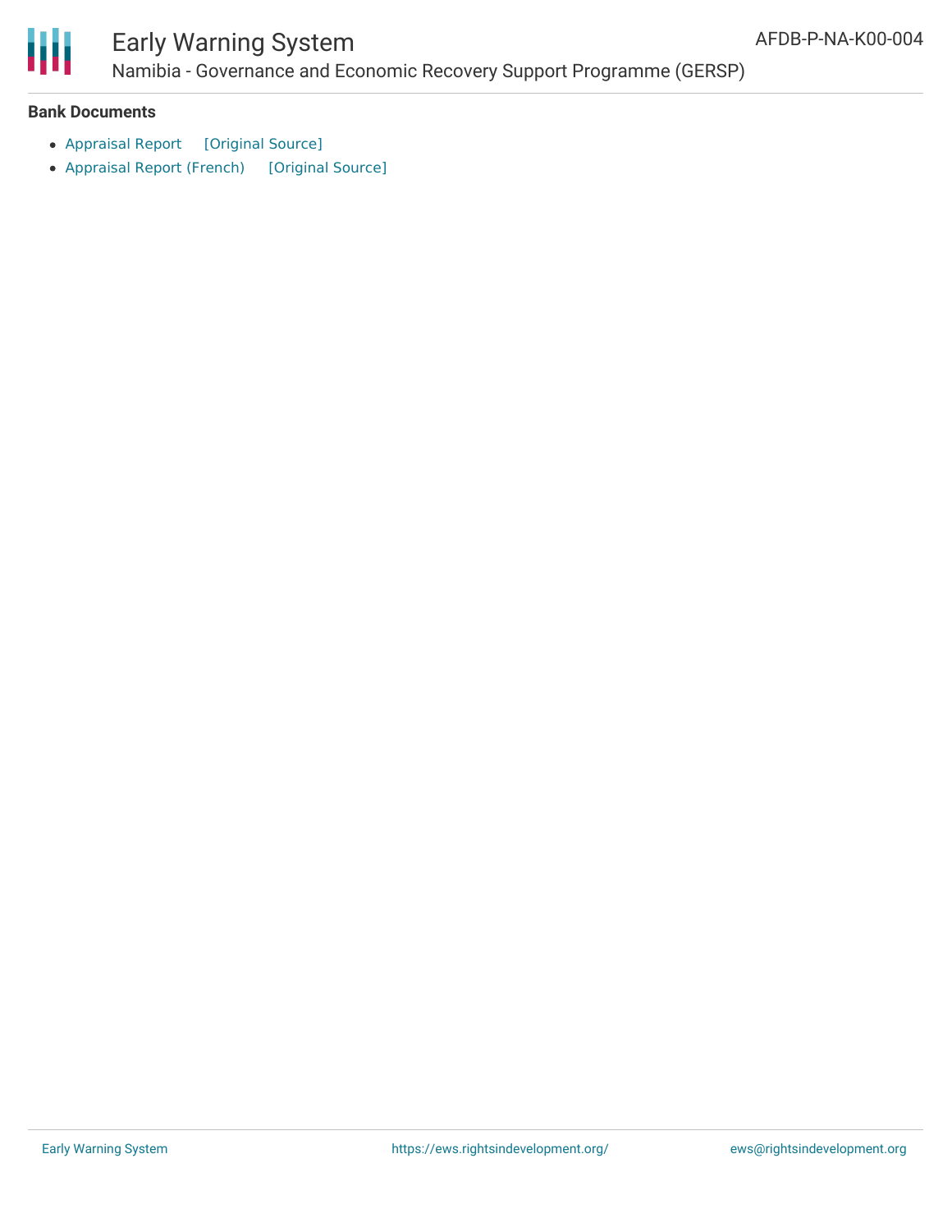### Bank Documents

- Appraisal Report [Original Source]
- Appraisal Report (French) [Original Source]